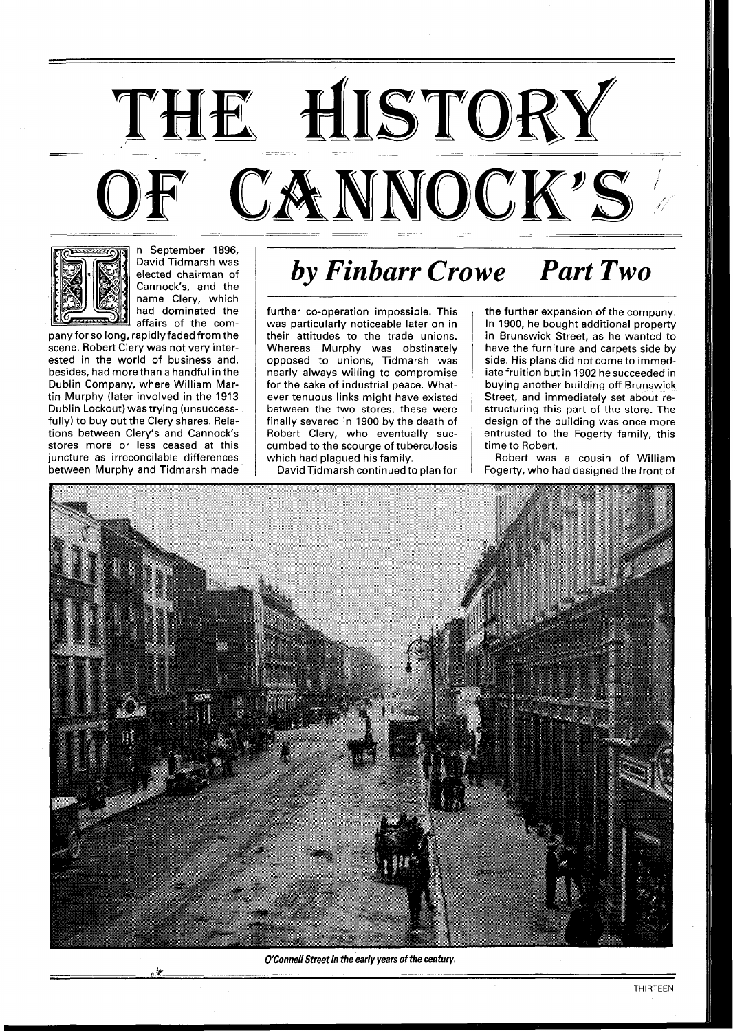# THE HISTORY OF CANNOCK'S

## *by Finbarr Crowe* — *Part Two*

In September 1896, David Tidmarsh was elected chairman of Cannock's, and the name Clery, which had dominated the affairs of the company for so long, rapidly faded from the scene. Robert Clery was not very interested in the world of business and, besides, had more than a handful in the Dublin Company, where William Martin Murphy (later involved in the 1913 Dublin Lockout) was trying (unsuccessfully) to buy out the Clery shares. Relations between Clery's and Cannock's stores more or less ceased at this juncture as irreconcilable differences between Murphy and Tidmarsh made further co-operation impossible. This was particularly noticeable later on in their attitudes to the trade unions. Whereas Murphy was obstinately opposed to unions, Tidmarsh was nearly always willing to compromise for the sake of industrial peace. Whatever tenuous links might have existed between the two stores, these were finally severed in 1900 by the death of Robert Clery, who eventually succumbed to the scourge of tuberculosis which had plagued his family.

David Tidmarsh continued to plan for the further expansion of the company. In 1900, he bought additional property in Brunswick Street, as he wanted to have the furniture and carpets side by side. His plans did not come to immediate fruition but in 1902 he succeeded in buying another building off Brunswick Street, and immediately set about restructuring this part of the store. The design of the building was once more entrusted to the Fogerty family, this time to Robert.

Robert was a cousin of William Fogerty, who had designed the front of

*O'Connell Street in the early years of the century.*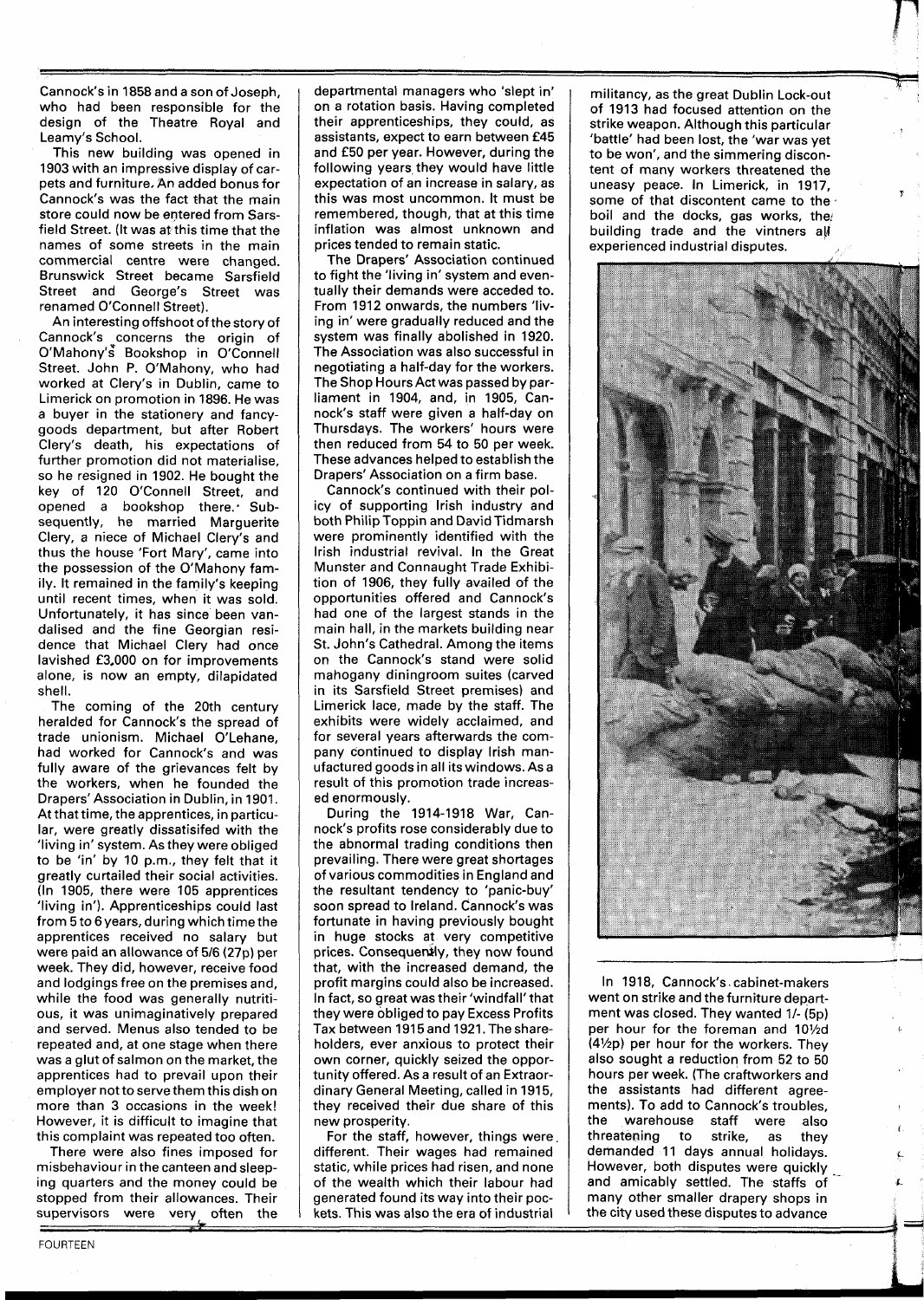Cannock's in 1858 and a son of Joseph, who had been responsible for the design of the Theatre Royal and Leamy's School.

This new building was opened in 1903 with an impressive display of carpets and furniture. An added bonus for Cannock's was the fact that the main store could now be entered from Sarsfield Street. (It was at this time that the names of some streets in the main commercial centre were changed. Brunswick Street became Sarsfield Street and George's Street was renamed O'Connell Street).

An interesting offshoot of the story of Cannock's concerns the origin of O'Mahony's Bookshop in O'Connell Street. John P. O'Mahony, who had worked at Clery's in Dublin, came to Limerick on promotion in 1896. He was a buyer in the stationery and fancy-goods department, but after Robert Clery's death, his expectations of further promotion did not materialise, so he resigned in 1902. He bought the key of 120 O'Connell Street, and opened a bookshop there. Subsequently, he married Marguerite Clery, a niece of Michael Clery's and thus the house 'Fort Mary', came into the possession of the O'Mahony family. It remained in the family's keeping until recent times, when it was sold. Unfortunately, it has since been vandalised and the fine Georgian residence that Michael Clery had once lavished £3,000 on for improvements alone, is now an empty, dilapidated shell.

The coming of the 20th century heralded for Cannock's the spread of trade unionism. Michael O'Lehane, had worked for Cannock's and was fully aware of the grievances felt by the workers, when he founded the Drapers' Association in Dublin, in 1901. At that time, the apprentices, in particular, were greatly dissatisifed with the 'living in' system. As they were obliged to be 'in' by 10 p.m., they felt that it greatly curtailed their social activities. (In 1905, there were 105 apprentices 'living in'). Apprenticeships could last from 5 to 6 years, during which time the apprentices received no salary but were paid an allowance of 5/6 (27p) per week. They did, however, receive food and lodgings free on the premises and, while the food was generally nutritious, it was unimaginatively prepared and served. Menus also tended to be repeated and, at one stage when there was a glut of salmon on the market, the apprentices had to prevail upon their employer not to serve them this dish on more than 3 occasions in the week! However, it is difficult to imagine that this complaint was repeated too often.

There were also fines imposed for misbehaviour in the canteen and sleeping quarters and the money could be stopped from their allowances. Their supervisors were very often the departmental managers who 'slept in' on a rotation basis. Having completed their apprenticeships, they could, as assistants, expect to earn between £45 and £50 per year. However, during the following years they would have little expectation of an increase in salary, as this was most uncommon. It must be remembered, though, that at this time inflation was almost unknown and prices tended to remain static.

The Drapers' Association continued to fight the 'living in' system and eventually their demands were acceded to. From 1912 onwards, the numbers 'living in' were gradually reduced and the system was finally abolished in 1920. The Association was also successful in negotiating a half-day for the workers. The Shop Hours Act was passed by parliament in 1904, and, in 1905, Cannock's staff were given a half-day on Thursdays. The workers' hours were then reduced from 54 to 50 per week. These advances helped to establish the Drapers' Association on a firm base.

Cannock's continued with their policy of supporting Irish industry and both Philip Toppin and David Tidmarsh were prominently identified with the Irish industrial revival. In the Great Munster and Connaught Trade Exhibition of 1906, they fully availed of the opportunities offered and Cannock's had one of the largest stands in the main hall, in the markets building near St. John's Cathedral. Among the items on the Cannock's stand were solid mahogany diningroom suites (carved in its Sarsfield Street premises) and Limerick lace, made by the staff. The exhibits were widely acclaimed, and for several years afterwards the company continued to display Irish manufactured goods in all its windows. As a result of this promotion trade increased enormously.

During the 1914-1918 War, Cannock's profits rose considerably due to the abnormal trading conditions then prevailing. There were great shortages of various commodities in England and the resultant tendency to 'panic-buy' soon spread to Ireland. Cannock's was fortunate in having previously bought in huge stocks at very competitive prices. Consequently, they now found that, with the increased demand, the profit margins could also be increased. In fact, so great was their 'windfall' that they were obliged to pay Excess Profits Tax between 1915 and 1921. The shareholders, ever anxious to protect their own corner, quickly seized the opportunity offered. As a result of an Extraordinary General Meeting, called in 1915, they received their due share of this new prosperity.

For the staff, however, things were different. Their wages had remained static, while prices had risen, and none of the wealth which their labour had generated found its way into their pockets. This was also the era of industrial militancy, as the great Dublin Lock-out of 1913 had focused attention on the strike weapon. Although this particular 'battle' had been lost, the 'war was yet to be won', and the simmering discontent of many workers threatened the uneasy peace. In Limerick, in 1917, some of that discontent came to the boil and the docks, gas works, the building trade and the vintners all experienced industrial disputes.

In 1918, Cannock's cabinet-makers went on strike and the furniture department was closed. They wanted 1/- (5p) per hour for the foreman and 10½d (4½p) per hour for the workers. They also sought a reduction from 52 to 50 hours per week. (The craftworkers and the assistants had different agreements). To add to Cannock's troubles, the warehouse staff were also threatening to strike, as they demanded 11 days annual holidays. However, both disputes were quickly and amicably settled. The staffs of many other smaller drapery shops in the city used these disputes to advance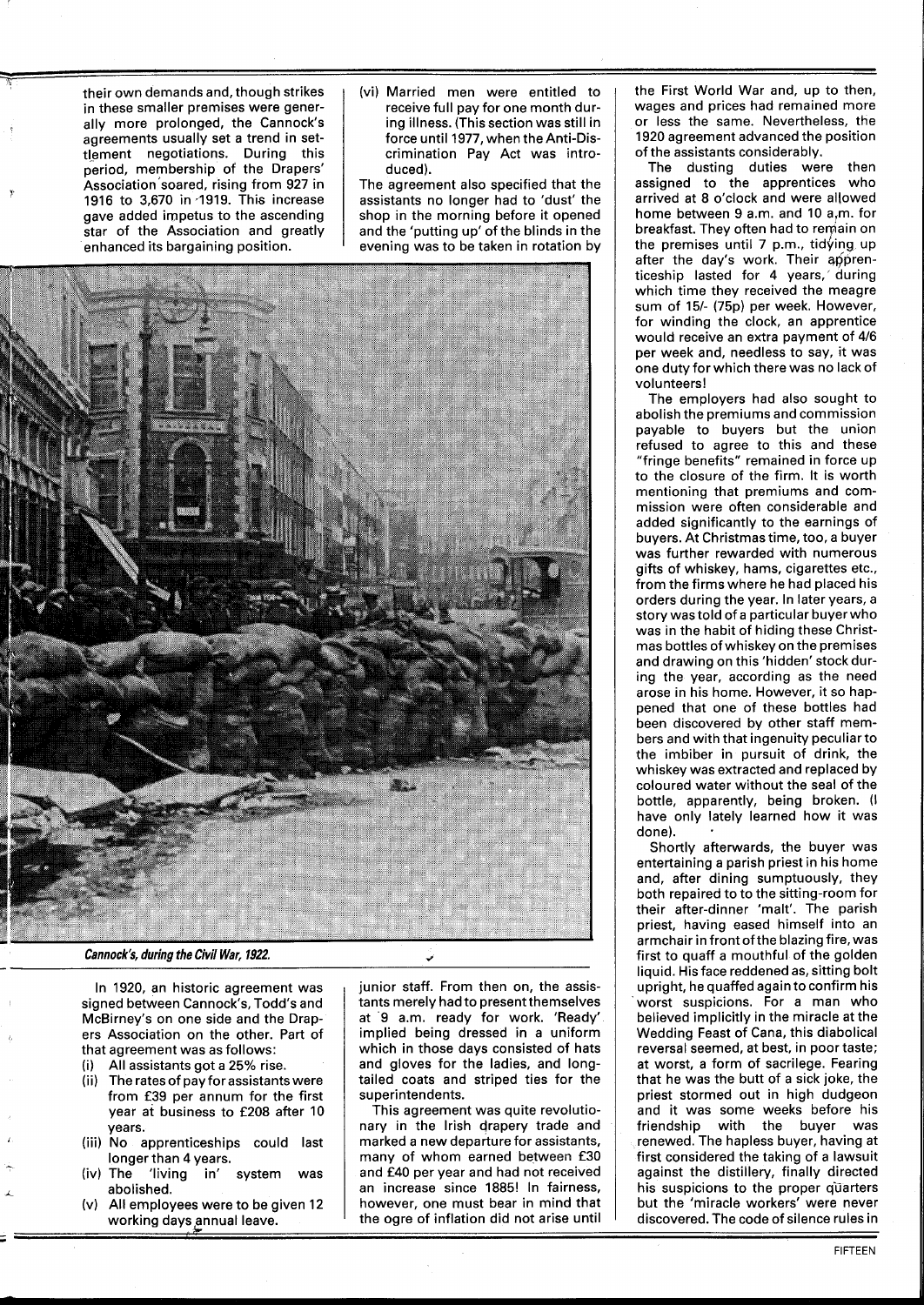their own demands and, though strikes in these smaller premises were generally more prolonged, the Cannock's agreements usually set a trend in settlement negotiations. During this period, membership of the Drapers' Association soared, rising from 927 in 1916 to 3,670 in 1919. This increase gave added impetus to the ascending star of the Association and greatly enhanced its bargaining position.

(vi) Married men were entitled to receive full pay for one month during illness. (This section was still in force until 1977, when the Anti-Discrimination Pay Act was introduced).

The agreement also specified that the assistants no longer had to 'dust' the shop in the morning before it opened and the 'putting up' of the blinds in the evening was to be taken in rotation by junior staff. From then on, the assistants merely had to present themselves at 9 a.m. ready for work. 'Ready' implied being dressed in a uniform which in those days consisted of hats and gloves for the ladies, and long-tailed coats and striped ties for the superintendents.

*Cannock's, during the Civil War, 1922.*

In 1920, an historic agreement was signed between Cannock's, Todd's and McBirney's on one side and the Drapers Association on the other. Part of that agreement was as follows:

(i) All assistants got a 25% rise.
(ii) The rates of pay for assistants were from £39 per annum for the first year at business to £208 after 10 years.
(iii) No apprenticeships could last longer than 4 years.
(iv) The 'living in' system was abolished.
(v) All employees were to be given 12 working days annual leave.

This agreement was quite revolutionary in the Irish drapery trade and marked a new departure for assistants, many of whom earned between £30 and £40 per year and had not received an increase since 1885! In fairness, however, one must bear in mind that the ogre of inflation did not arise until the First World War and, up to then, wages and prices had remained more or less the same. Nevertheless, the 1920 agreement advanced the position of the assistants considerably.

The dusting duties were then assigned to the apprentices who arrived at 8 o'clock and were allowed home between 9 a.m. and 10 a.m. for breakfast. They often had to remain on the premises until 7 p.m., tidying up after the day's work. Their apprenticeship lasted for 4 years, during which time they received the meagre sum of 15/- (75p) per week. However, for winding the clock, an apprentice would receive an extra payment of 4/6 per week and, needless to say, it was one duty for which there was no lack of volunteers!

The employers had also sought to abolish the premiums and commission payable to buyers but the union refused to agree to this and these "fringe benefits" remained in force up to the closure of the firm. It is worth mentioning that premiums and commission were often considerable and added significantly to the earnings of buyers. At Christmas time, too, a buyer was further rewarded with numerous gifts of whiskey, hams, cigarettes etc., from the firms where he had placed his orders during the year. In later years, a story was told of a particular buyer who was in the habit of hiding these Christmas bottles of whiskey on the premises and drawing on this 'hidden' stock during the year, according as the need arose in his home. However, it so happened that one of these bottles had been discovered by other staff members and with that ingenuity peculiar to the imbiber in pursuit of drink, the whiskey was extracted and replaced by coloured water without the seal of the bottle, apparently, being broken. (I have only lately learned how it was done).

Shortly afterwards, the buyer was entertaining a parish priest in his home and, after dining sumptuously, they both repaired to to the sitting-room for their after-dinner 'malt'. The parish priest, having eased himself into an armchair in front of the blazing fire, was first to quaff a mouthful of the golden liquid. His face reddened as, sitting bolt upright, he quaffed again to confirm his worst suspicions. For a man who believed implicitly in the miracle at the Wedding Feast of Cana, this diabolical reversal seemed, at best, in poor taste; at worst, a form of sacrilege. Fearing that he was the butt of a sick joke, the priest stormed out in high dudgeon and it was some weeks before his friendship with the buyer was renewed. The hapless buyer, having at first considered the taking of a lawsuit against the distillery, finally directed his suspicions to the proper quarters but the 'miracle workers' were never discovered. The code of silence rules in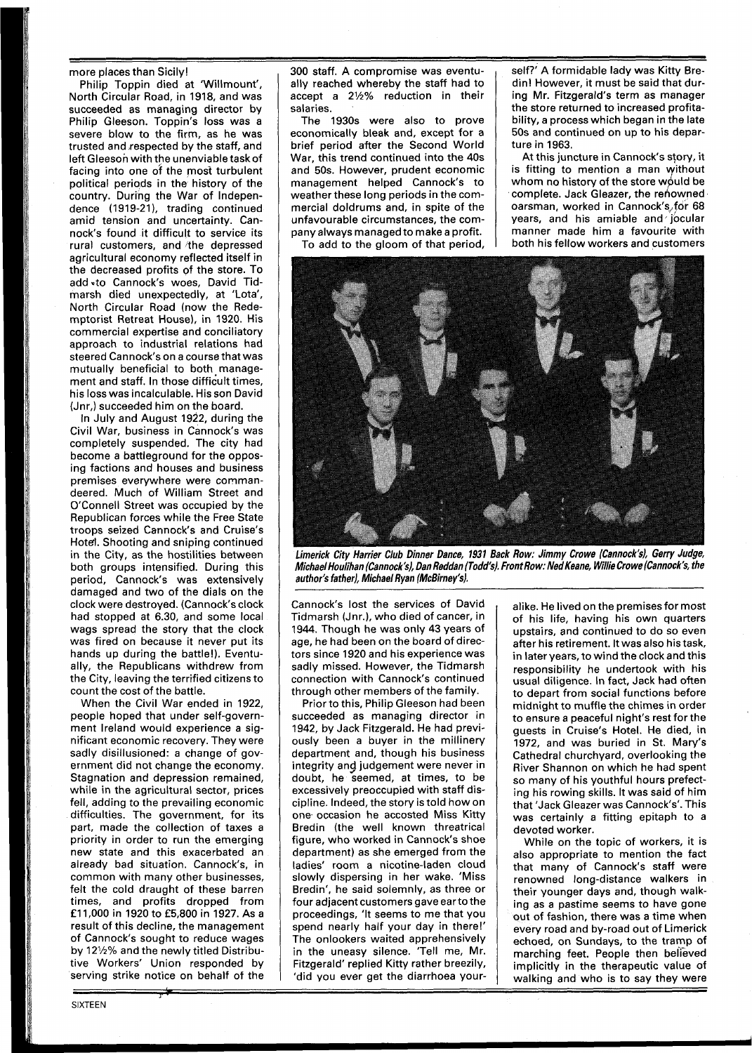more places than Sicily!

Philip Toppin died at 'Willmount', North Circular Road, in 1918, and was succeeded as managing director by Philip Gleeson. Toppin's loss was a severe blow to the firm, as he was trusted and respected by the staff, and left Gleeson with the unenviable task of facing into one of the most turbulent political periods in the history of the country. During the War of Independence (1919-21), trading continued amid tension and uncertainty. Cannock's found it difficult to service its rural customers, and the depressed agricultural economy reflected itself in the decreased profits of the store. To add to Cannock's woes, David Tidmarsh died unexpectedly, at 'Lota', North Circular Road (now the Redemptorist Retreat House), in 1920. His commercial expertise and conciliatory approach to industrial relations had steered Cannock's on a course that was mutually beneficial to both management and staff. In those difficult times, his loss was incalculable. His son David (Jnr,) succeeded him on the board.

In July and August 1922, during the Civil War, business in Cannock's was completely suspended. The city had become a battleground for the opposing factions and houses and business premises everywhere were commandeered. Much of William Street and O'Connell Street was occupied by the Republican forces while the Free State troops seized Cannock's and Cruise's Hotel. Shooting and sniping continued in the City, as the hostilities between both groups intensified. During this period, Cannock's was extensively damaged and two of the dials on the clock were destroyed. (Cannock's clock had stopped at 6.30, and some local wags spread the story that the clock was fired on because it never put its hands up during the battle!). Eventually, the Republicans withdrew from the City, leaving the terrified citizens to count the cost of the battle.

When the Civil War ended in 1922, people hoped that under self-government Ireland would experience a significant economic recovery. They were sadly disillusioned: a change of government did not change the economy. Stagnation and depression remained, while in the agricultural sector, prices fell, adding to the prevailing economic difficulties. The government, for its part, made the collection of taxes a priority in order to run the emerging new state and this exacerbated an already bad situation. Cannock's, in common with many other businesses, felt the cold draught of these barren times, and profits dropped from £11,000 in 1920 to £5,800 in 1927. As a result of this decline, the management of Cannock's sought to reduce wages by 12½% and the newly titled Distributive Workers' Union responded by serving strike notice on behalf of the 300 staff. A compromise was eventually reached whereby the staff had to accept a 2½% reduction in their salaries.

The 1930s were also to prove economically bleak and, except for a brief period after the Second World War, this trend continued into the 40s and 50s. However, prudent economic management helped Cannock's to weather these long periods in the commercial doldrums and, in spite of the unfavourable circumstances, the company always managed to make a profit.

To add to the gloom of that period, Cannock's lost the services of David Tidmarsh (Jnr.), who died of cancer, in 1944. Though he was only 43 years of age, he had been on the board of directors since 1920 and his experience was sadly missed. However, the Tidmarsh connection with Cannock's continued through other members of the family.

Prior to this, Philip Gleeson had been succeeded as managing director in 1942, by Jack Fitzgerald. He had previously been a buyer in the millinery department and, though his business integrity and judgement were never in doubt, he seemed, at times, to be excessively preoccupied with staff discipline. Indeed, the story is told how on one occasion he accosted Miss Kitty Bredin (the well known threatrical figure, who worked in Cannock's shoe department) as she emerged from the ladies' room a nicotine-laden cloud slowly dispersing in her wake. 'Miss Bredin', he said solemnly, as three or four adjacent customers gave ear to the proceedings, 'It seems to me that you spend nearly half your day in there!' The onlookers waited apprehensively in the uneasy silence. 'Tell me, Mr. Fitzgerald' replied Kitty rather breezily, 'did you ever get the diarrhoea yourself?' A formidable lady was Kitty Bredin! However, it must be said that during Mr. Fitzgerald's term as manager the store returned to increased profitability, a process which began in the late 50s and continued on up to his departure in 1963.

At this juncture in Cannock's story, it is fitting to mention a man without whom no history of the store would be complete. Jack Gleazer, the renowned oarsman, worked in Cannock's for 68 years, and his amiable and jocular manner made him a favourite with both his fellow workers and customers alike. He lived on the premises for most of his life, having his own quarters upstairs, and continued to do so even after his retirement. It was also his task, in later years, to wind the clock and this responsibility he undertook with his usual diligence. In fact, Jack had often to depart from social functions before midnight to muffle the chimes in order to ensure a peaceful night's rest for the guests in Cruise's Hotel. He died, in 1972, and was buried in St. Mary's Cathedral churchyard, overlooking the River Shannon on which he had spent so many of his youthful hours prefecting his rowing skills. It was said of him that 'Jack Gleazer was Cannock's'. This was certainly a fitting epitaph to a devoted worker.

While on the topic of workers, it is also appropriate to mention the fact that many of Cannock's staff were renowned long-distance walkers in their younger days and, though walking as a pastime seems to have gone out of fashion, there was a time when every road and by-road out of Limerick echoed, on Sundays, to the tramp of marching feet. People then believed implicitly in the therapeutic value of walking and who is to say they were

***Limerick City Harrier Club Dinner Dance, 1931 Back Row: Jimmy Crowe (Cannock's), Gerry Judge, Michael Houlihan (Cannock's), Dan Reddan (Todd's). Front Row: Ned Keane, Willie Crowe (Cannock's, the author's father), Michael Ryan (McBirney's).***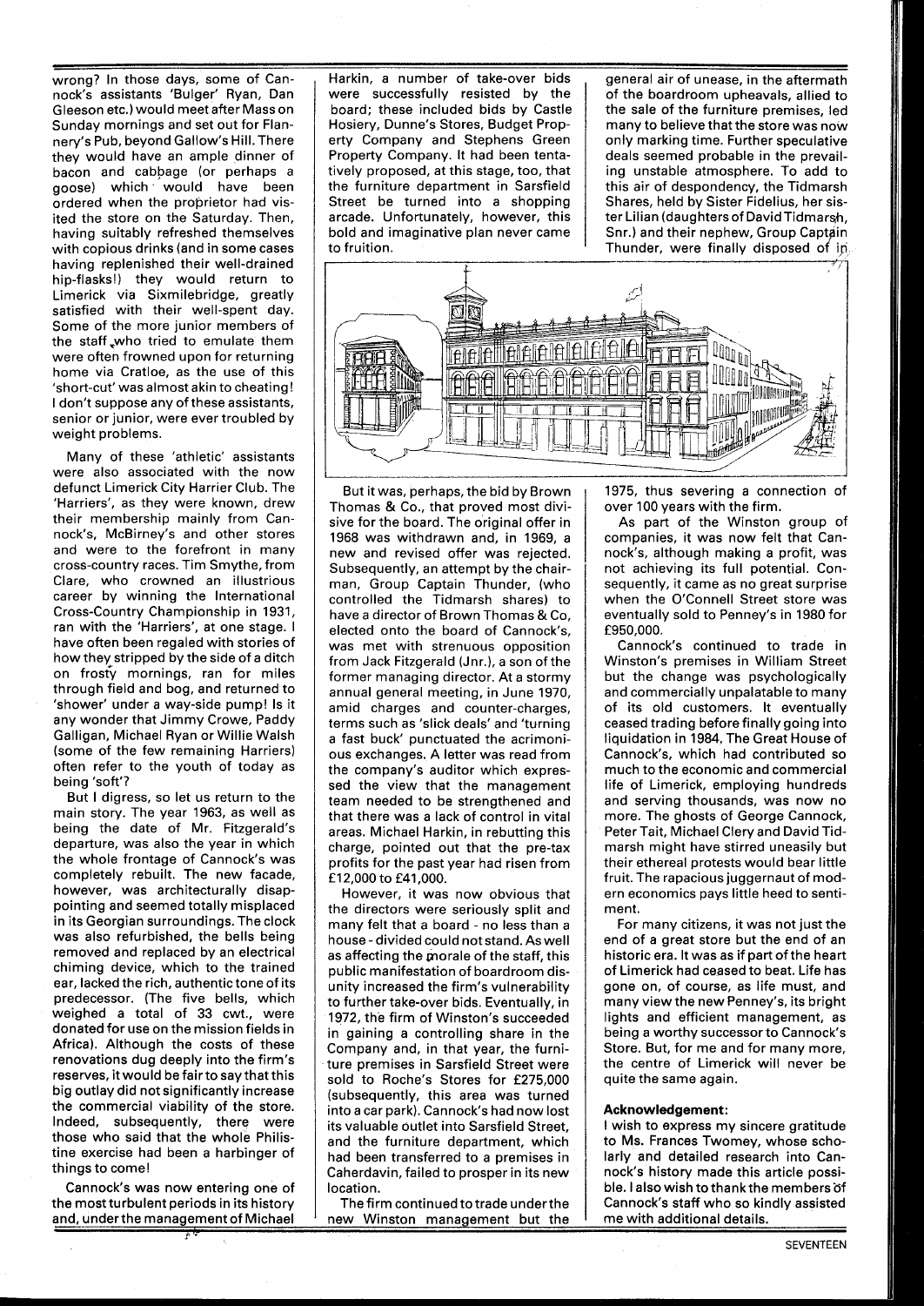wrong? In those days, some of Cannock's assistants 'Bulger' Ryan, Dan Gleeson etc.) would meet after Mass on Sunday mornings and set out for Flannery's Pub, beyond Gallow's Hill. There they would have an ample dinner of bacon and cabbage (or perhaps a goose) which would have been ordered when the proprietor had visited the store on the Saturday. Then, having suitably refreshed themselves with copious drinks (and in some cases having replenished their well-drained hip-flasks!) they would return to Limerick via Sixmilebridge, greatly satisfied with their well-spent day. Some of the more junior members of the staff who tried to emulate them were often frowned upon for returning home via Cratloe, as the use of this 'short-cut' was almost akin to cheating! I don't suppose any of these assistants, senior or junior, were ever troubled by weight problems.

Many of these 'athletic' assistants were also associated with the now defunct Limerick City Harrier Club. The 'Harriers', as they were known, drew their membership mainly from Cannock's, McBirney's and other stores and were to the forefront in many cross-country races. Tim Smythe, from Clare, who crowned an illustrious career by winning the International Cross-Country Championship in 1931, ran with the 'Harriers', at one stage. I have often been regaled with stories of how they stripped by the side of a ditch on frosty mornings, ran for miles through field and bog, and returned to 'shower' under a way-side pump! Is it any wonder that Jimmy Crowe, Paddy Galligan, Michael Ryan or Willie Walsh (some of the few remaining Harriers) often refer to the youth of today as being 'soft'?

But I digress, so let us return to the main story. The year 1963, as well as being the date of Mr. Fitzgerald's departure, was also the year in which the whole frontage of Cannock's was completely rebuilt. The new facade, however, was architecturally disappointing and seemed totally misplaced in its Georgian surroundings. The clock was also refurbished, the bells being removed and replaced by an electrical chiming device, which to the trained ear, lacked the rich, authentic tone of its predecessor. (The five bells, which weighed a total of 33 cwt., were donated for use on the mission fields in Africa). Although the costs of these renovations dug deeply into the firm's reserves, it would be fair to say that this big outlay did not significantly increase the commercial viability of the store. Indeed, subsequently, there were those who said that the whole Philistine exercise had been a harbinger of things to come!

Cannock's was now entering one of the most turbulent periods in its history and, under the management of Michael Harkin, a number of take-over bids were successfully resisted by the board; these included bids by Castle Hosiery, Dunne's Stores, Budget Property Company and Stephens Green Property Company. It had been tentatively proposed, at this stage, too, that the furniture department in Sarsfield Street be turned into a shopping arcade. Unfortunately, however, this bold and imaginative plan never came to fruition.

But it was, perhaps, the bid by Brown Thomas & Co., that proved most divisive for the board. The original offer in 1968 was withdrawn and, in 1969, a new and revised offer was rejected. Subsequently, an attempt by the chairman, Group Captain Thunder, (who controlled the Tidmarsh shares) to have a director of Brown Thomas & Co, elected onto the board of Cannock's, was met with strenuous opposition from Jack Fitzgerald (Jnr.), a son of the former managing director. At a stormy annual general meeting, in June 1970, amid charges and counter-charges, terms such as 'slick deals' and 'turning a fast buck' punctuated the acrimonious exchanges. A letter was read from the company's auditor which expressed the view that the management team needed to be strengthened and that there was a lack of control in vital areas. Michael Harkin, in rebutting this charge, pointed out that the pre-tax profits for the past year had risen from £12,000 to £41,000.

However, it was now obvious that the directors were seriously split and many felt that a board - no less than a house - divided could not stand. As well as affecting the morale of the staff, this public manifestation of boardroom disunity increased the firm's vulnerability to further take-over bids. Eventually, in 1972, the firm of Winston's succeeded in gaining a controlling share in the Company and, in that year, the furniture premises in Sarsfield Street were sold to Roche's Stores for £275,000 (subsequently, this area was turned into a car park). Cannock's had now lost its valuable outlet into Sarsfield Street, and the furniture department, which had been transferred to a premises in Caherdavin, failed to prosper in its new location.

The firm continued to trade under the new Winston management but the general air of unease, in the aftermath of the boardroom upheavals, allied to the sale of the furniture premises, led many to believe that the store was now only marking time. Further speculative deals seemed probable in the prevailing unstable atmosphere. To add to this air of despondency, the Tidmarsh Shares, held by Sister Fidelius, her sister Lilian (daughters of David Tidmarsh, Snr.) and their nephew, Group Captain Thunder, were finally disposed of in 1975, thus severing a connection of over 100 years with the firm.

As part of the Winston group of companies, it was now felt that Cannock's, although making a profit, was not achieving its full potential. Consequently, it came as no great surprise when the O'Connell Street store was eventually sold to Penney's in 1980 for £950,000.

Cannock's continued to trade in Winston's premises in William Street but the change was psychologically and commercially unpalatable to many of its old customers. It eventually ceased trading before finally going into liquidation in 1984. The Great House of Cannock's, which had contributed so much to the economic and commercial life of Limerick, employing hundreds and serving thousands, was now no more. The ghosts of George Cannock, Peter Tait, Michael Clery and David Tidmarsh might have stirred uneasily but their ethereal protests would bear little fruit. The rapacious juggernaut of modern economics pays little heed to sentiment.

For many citizens, it was not just the end of a great store but the end of an historic era. It was as if part of the heart of Limerick had ceased to beat. Life has gone on, of course, as life must, and many view the new Penney's, its bright lights and efficient management, as being a worthy successor to Cannock's Store. But, for me and for many more, the centre of Limerick will never be quite the same again.

**Acknowledgement:**

I wish to express my sincere gratitude to Ms. Frances Twomey, whose scholarly and detailed research into Cannock's history made this article possible. I also wish to thank the members of Cannock's staff who so kindly assisted me with additional details.